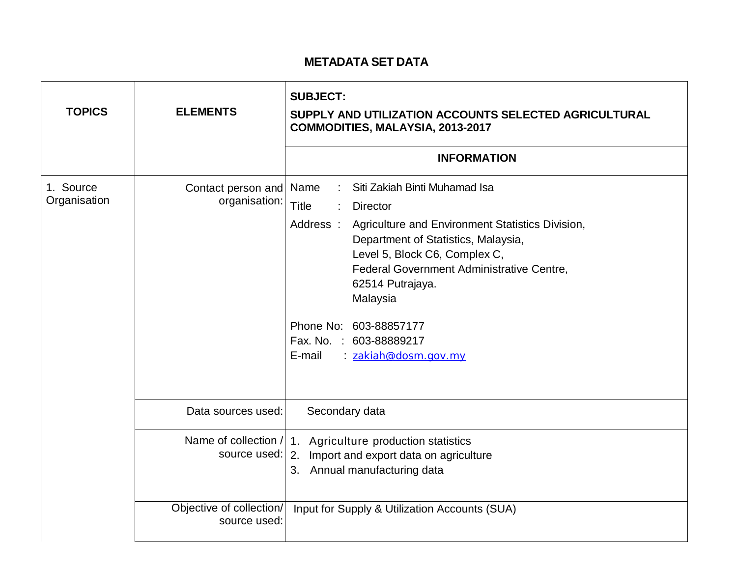# METADATA SET DATA

| TOPICS | ELEMENTS | SUBJECT: SUPPLY AND UTILIZATION ACCOUNTS SELECTED AGRICULTURAL COMMODITIES, MALAYSIA, 2013-2017 |
|---|---|---|
| | | **INFORMATION** |
| 1. Source Organisation | Contact person and organisation: | Name : Siti Zakiah Binti Muhamad Isa<br>Title : Director<br>Address : Agriculture and Environment Statistics Division, Department of Statistics, Malaysia, Level 5, Block C6, Complex C, Federal Government Administrative Centre, 62514 Putrajaya. Malaysia<br><br>Phone No: 603-88857177<br>Fax. No. : 603-88889217<br>E-mail : zakiah@dosm.gov.my |
| | Data sources used: | Secondary data |
| | Name of collection / source used: | 1. Agriculture production statistics<br>2. Import and export data on agriculture<br>3. Annual manufacturing data |
| | Objective of collection/ source used: | Input for Supply & Utilization Accounts (SUA) |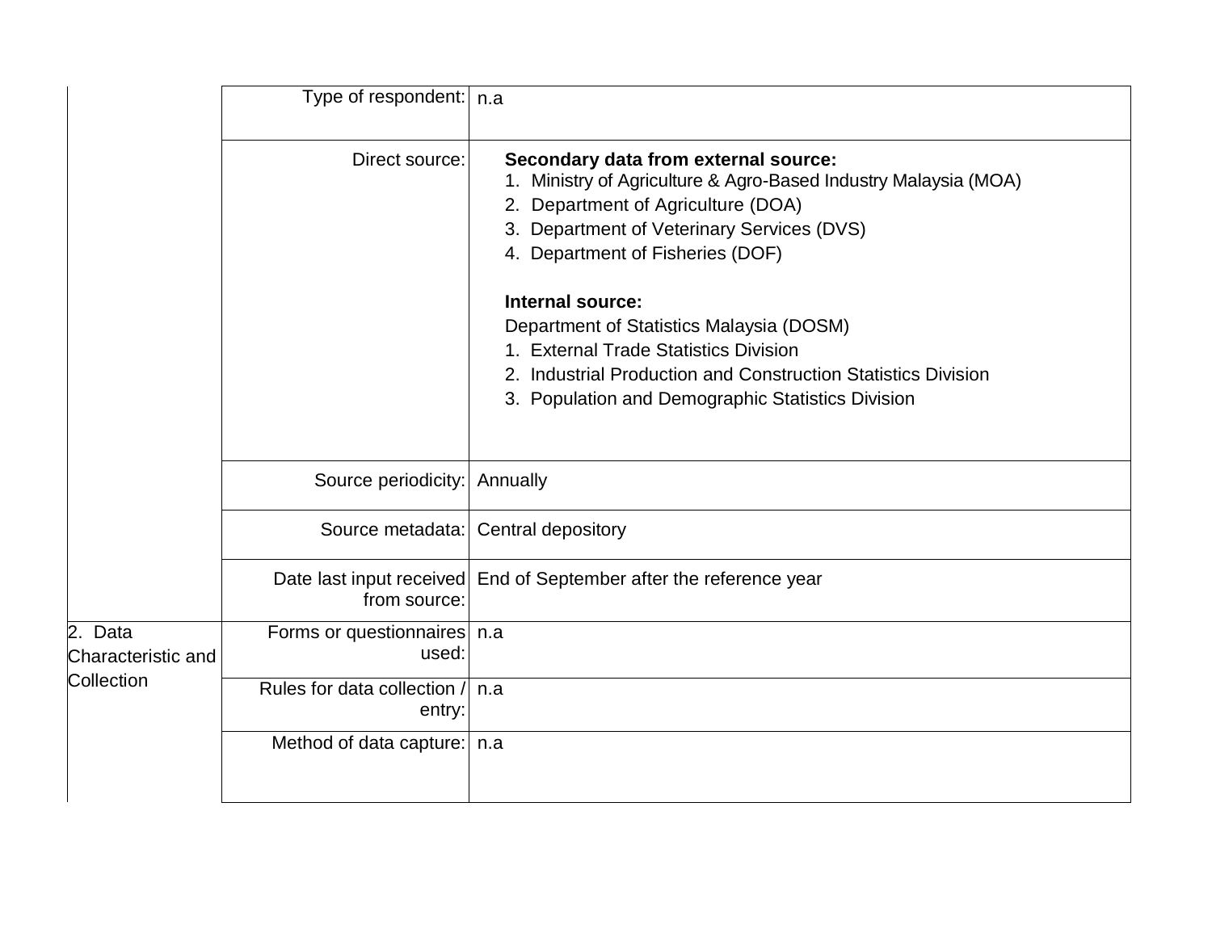| | | |
|---|---|---|
| | Type of respondent: | n.a |
| | Direct source: | **Secondary data from external source:**<br>1. Ministry of Agriculture & Agro-Based Industry Malaysia (MOA)<br>2. Department of Agriculture (DOA)<br>3. Department of Veterinary Services (DVS)<br>4. Department of Fisheries (DOF)<br><br>**Internal source:**<br>Department of Statistics Malaysia (DOSM)<br>1. External Trade Statistics Division<br>2. Industrial Production and Construction Statistics Division<br>3. Population and Demographic Statistics Division |
| | Source periodicity: | Annually |
| | Source metadata: | Central depository |
| | Date last input received from source: | End of September after the reference year |
| 2. Data Characteristic and Collection | Forms or questionnaires used: | n.a |
| | Rules for data collection / entry: | n.a |
| | Method of data capture: | n.a |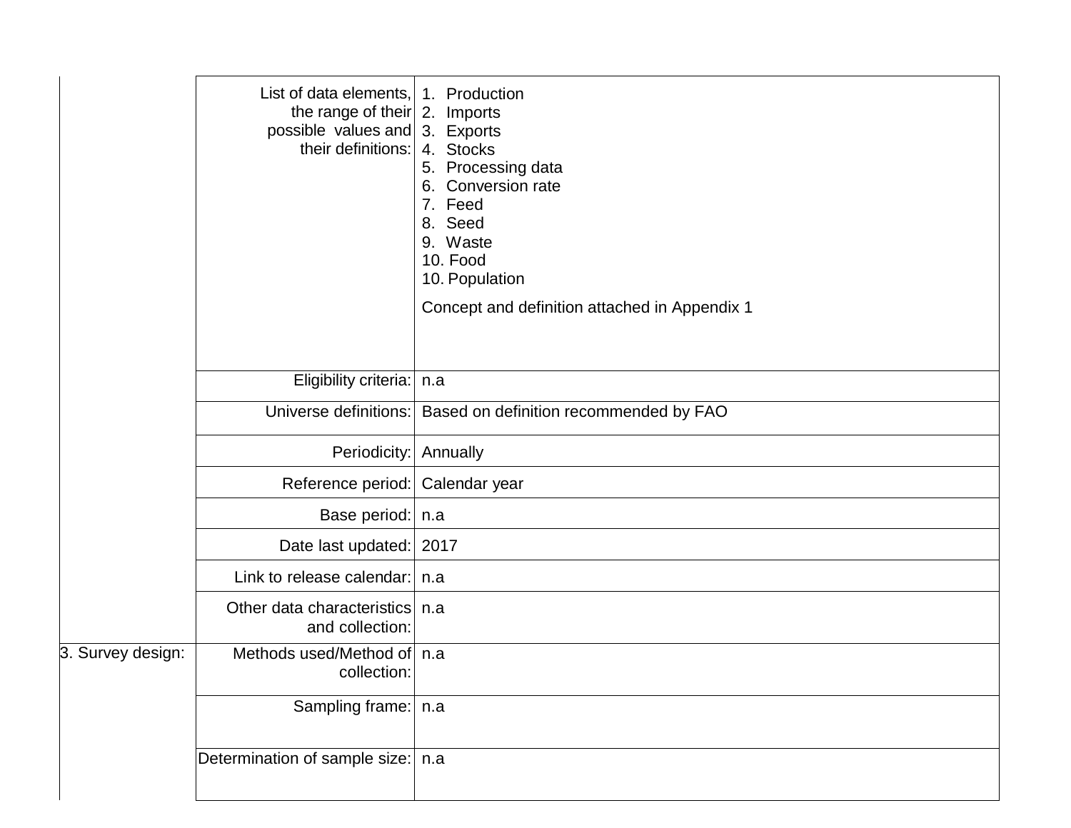| | | |
|---|---|---|
| | List of data elements, the range of their possible values and their definitions: | 1. Production<br>2. Imports<br>3. Exports<br>4. Stocks<br>5. Processing data<br>6. Conversion rate<br>7. Feed<br>8. Seed<br>9. Waste<br>10. Food<br>10. Population<br><br>Concept and definition attached in Appendix 1 |
| | Eligibility criteria: | n.a |
| | Universe definitions: | Based on definition recommended by FAO |
| | Periodicity: | Annually |
| | Reference period: | Calendar year |
| | Base period: | n.a |
| | Date last updated: | 2017 |
| | Link to release calendar: | n.a |
| | Other data characteristics and collection: | n.a |
| 3. Survey design: | Methods used/Method of collection: | n.a |
| | Sampling frame: | n.a |
| | Determination of sample size: | n.a |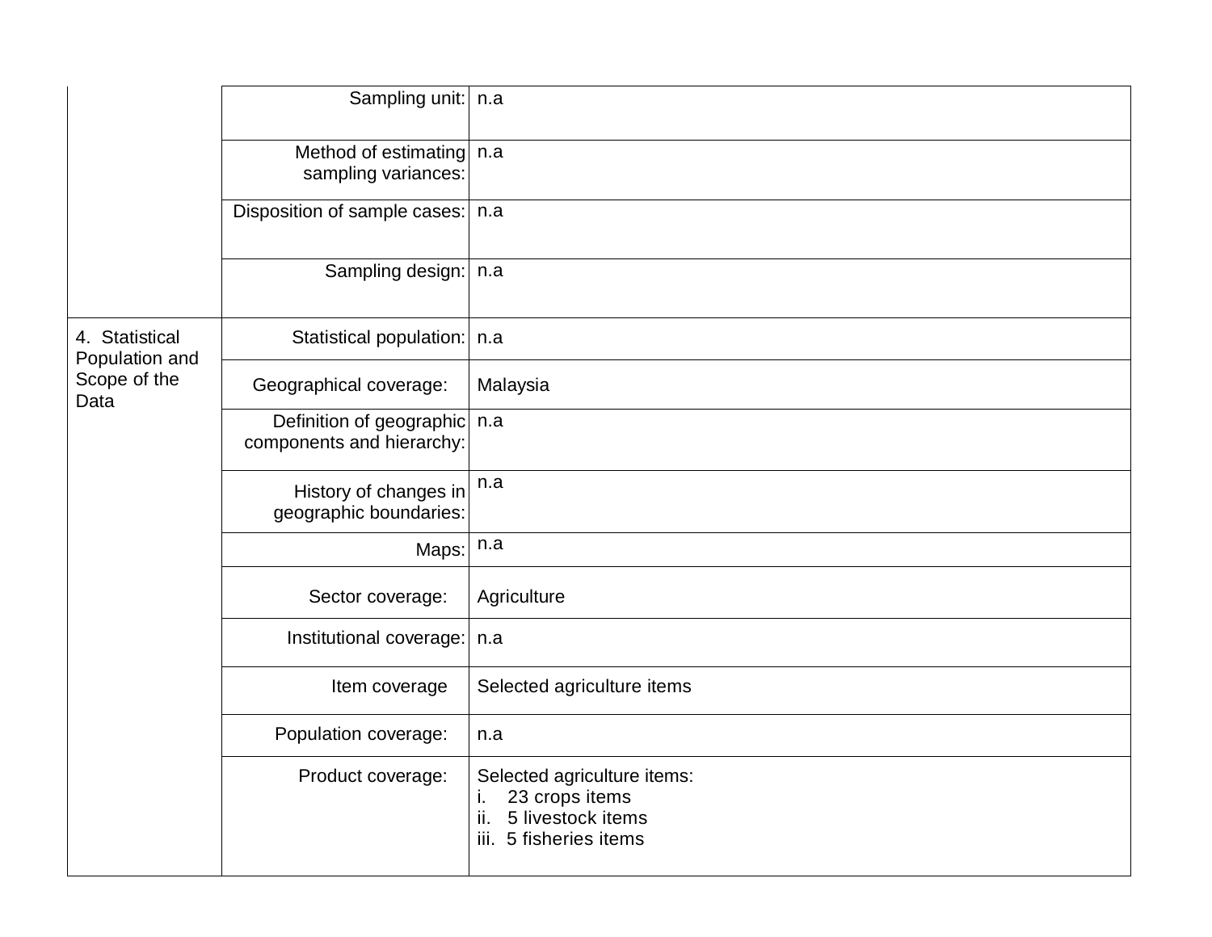| | | |
|---|---|---|
| | Sampling unit: | n.a |
| | Method of estimating sampling variances: | n.a |
| | Disposition of sample cases: | n.a |
| | Sampling design: | n.a |
| 4. Statistical Population and Scope of the Data | Statistical population: | n.a |
| | Geographical coverage: | Malaysia |
| | Definition of geographic components and hierarchy: | n.a |
| | History of changes in geographic boundaries: | n.a |
| | Maps: | n.a |
| | Sector coverage: | Agriculture |
| | Institutional coverage: | n.a |
| | Item coverage | Selected agriculture items |
| | Population coverage: | n.a |
| | Product coverage: | Selected agriculture items:<br>i. 23 crops items<br>ii. 5 livestock items<br>iii. 5 fisheries items |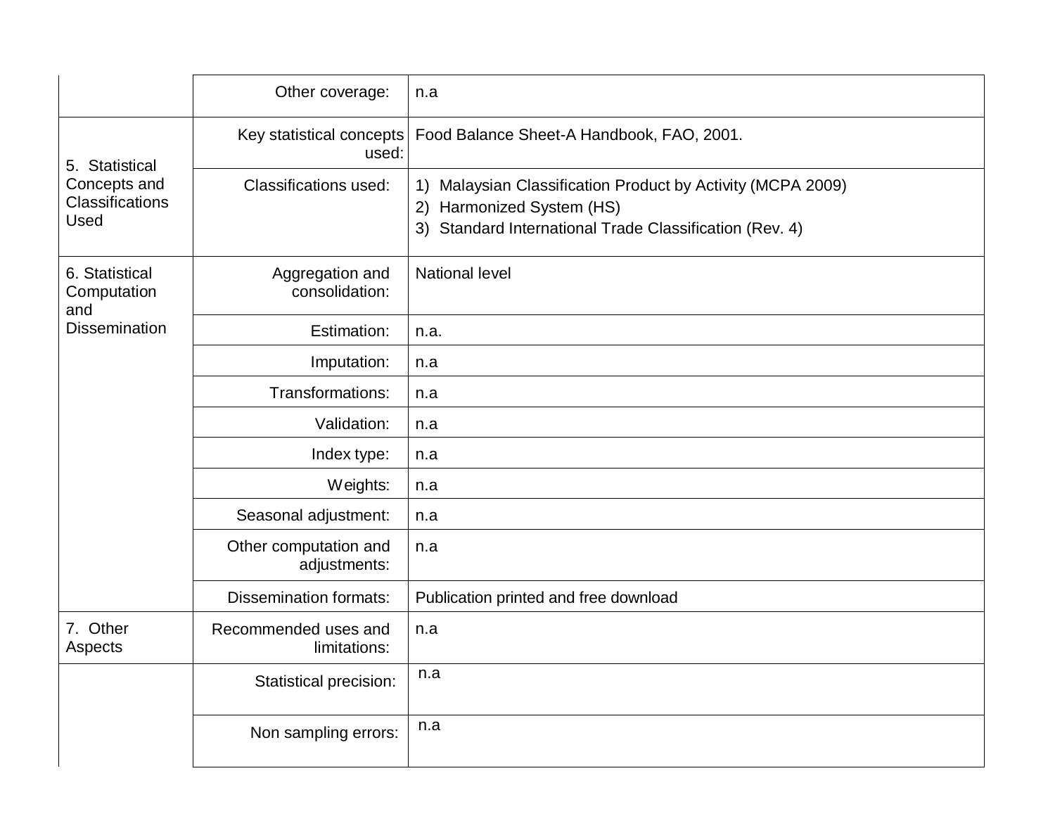| | | |
|---|---|---|
| | Other coverage: | n.a |
| 5. Statistical Concepts and Classifications Used | Key statistical concepts used: | Food Balance Sheet-A Handbook, FAO, 2001. |
| | Classifications used: | 1) Malaysian Classification Product by Activity (MCPA 2009)<br>2) Harmonized System (HS)<br>3) Standard International Trade Classification (Rev. 4) |
| 6. Statistical Computation and Dissemination | Aggregation and consolidation: | National level |
| | Estimation: | n.a. |
| | Imputation: | n.a |
| | Transformations: | n.a |
| | Validation: | n.a |
| | Index type: | n.a |
| | Weights: | n.a |
| | Seasonal adjustment: | n.a |
| | Other computation and adjustments: | n.a |
| | Dissemination formats: | Publication printed and free download |
| 7. Other Aspects | Recommended uses and limitations: | n.a |
| | Statistical precision: | n.a |
| | Non sampling errors: | n.a |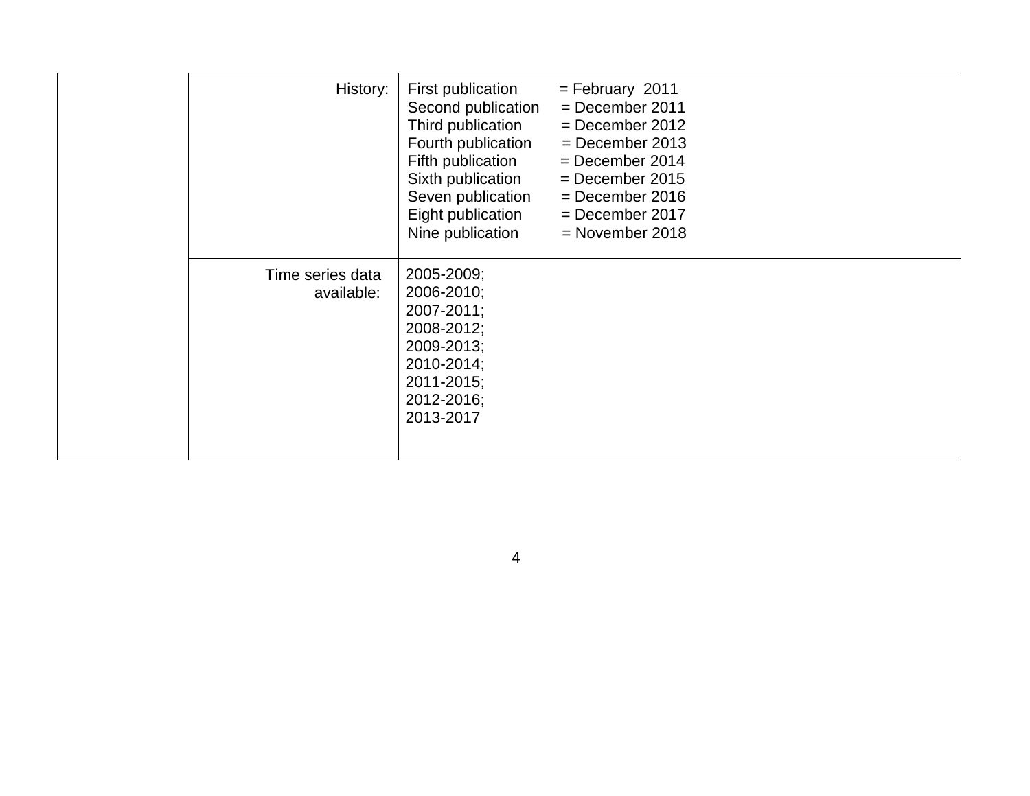| | | |
|---|---|---|
| | History: | First publication = February 2011<br>Second publication = December 2011<br>Third publication = December 2012<br>Fourth publication = December 2013<br>Fifth publication = December 2014<br>Sixth publication = December 2015<br>Seven publication = December 2016<br>Eight publication = December 2017<br>Nine publication = November 2018 |
| | Time series data available: | 2005-2009;<br>2006-2010;<br>2007-2011;<br>2008-2012;<br>2009-2013;<br>2010-2014;<br>2011-2015;<br>2012-2016;<br>2013-2017 |